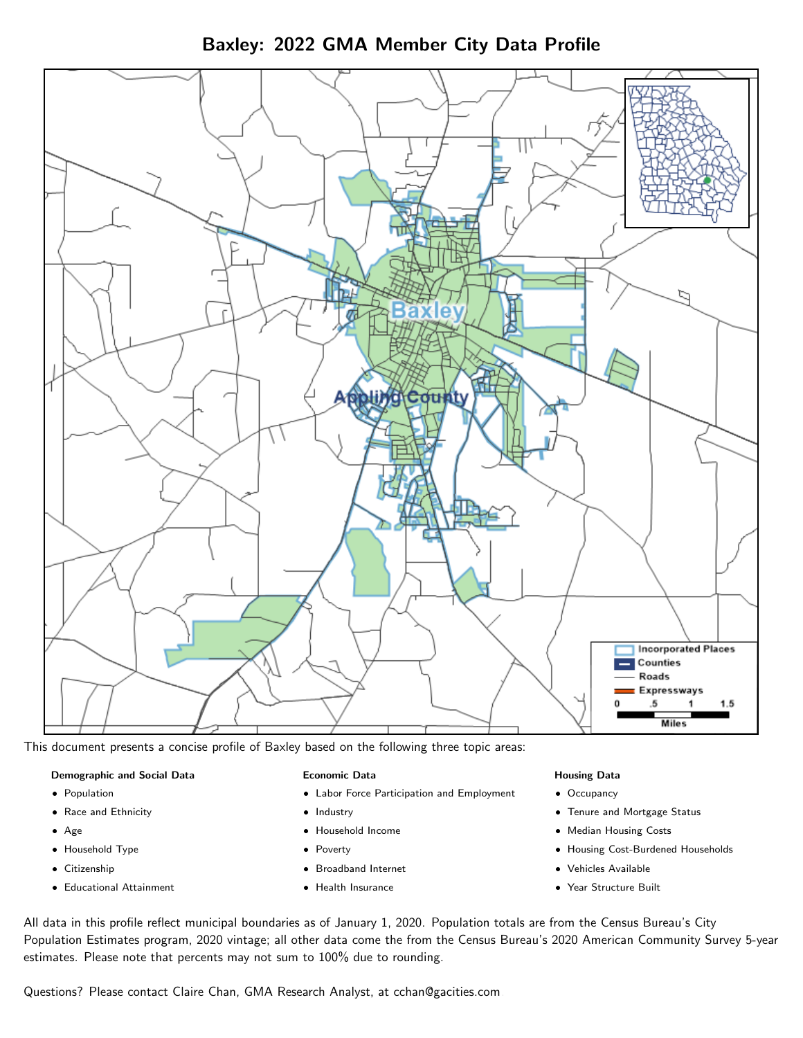# Baxley: 2022 GMA Member City Data Profile

This document presents a concise profile of Baxley based on the following three topic areas:

**Demographic and Social Data**

- Population
- Race and Ethnicity
- Age
- Household Type
- Citizenship
- Educational Attainment

**Economic Data**

- Labor Force Participation and Employment
- Industry
- Household Income
- Poverty
- Broadband Internet
- Health Insurance

**Housing Data**

- Occupancy
- Tenure and Mortgage Status
- Median Housing Costs
- Housing Cost-Burdened Households
- Vehicles Available
- Year Structure Built

All data in this profile reflect municipal boundaries as of January 1, 2020. Population totals are from the Census Bureau's City Population Estimates program, 2020 vintage; all other data come the from the Census Bureau's 2020 American Community Survey 5-year estimates. Please note that percents may not sum to 100% due to rounding.

Questions? Please contact Claire Chan, GMA Research Analyst, at cchan@gacities.com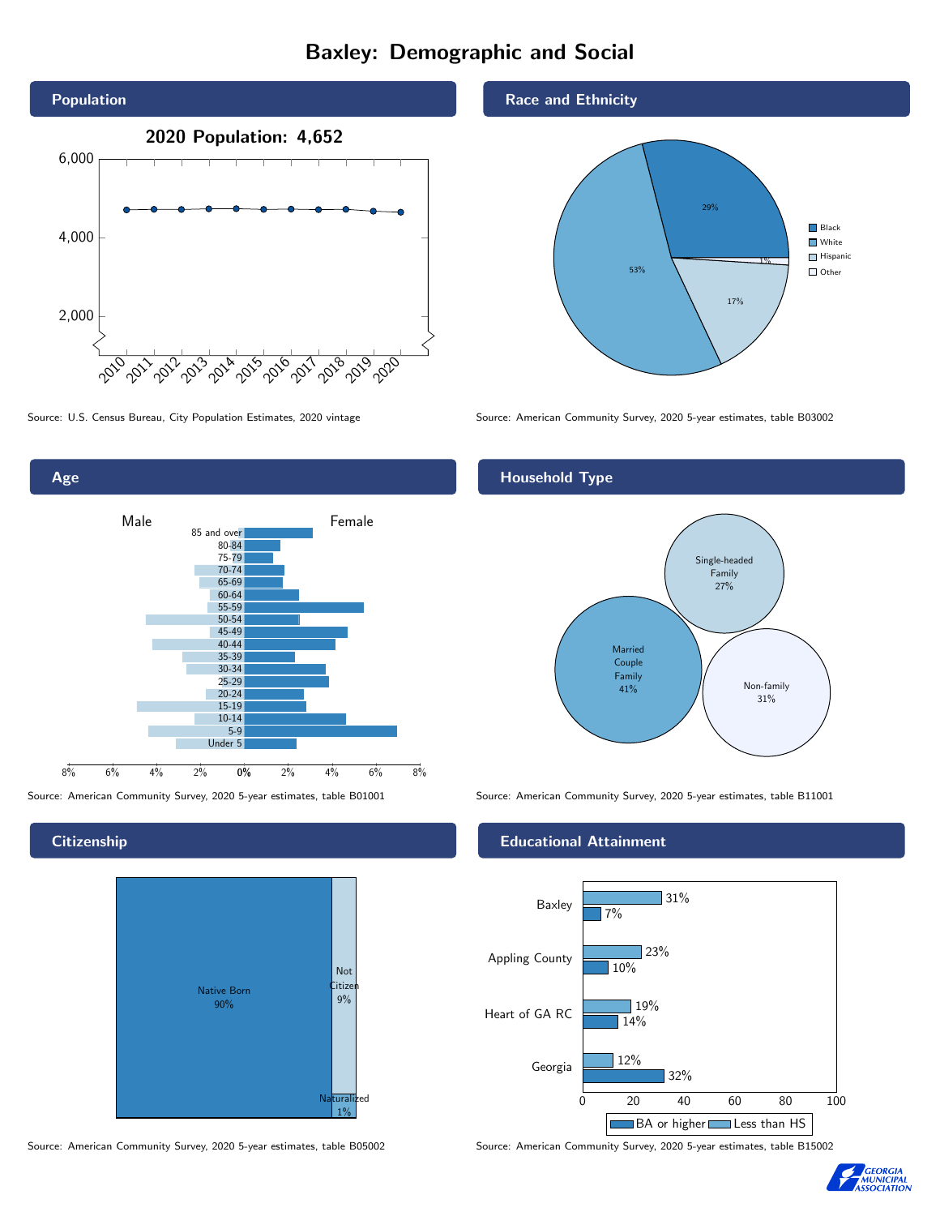# Baxley: Demographic and Social

## Population

2020 Population: 4,652

Source: U.S. Census Bureau, City Population Estimates, 2020 vintage

## Race and Ethnicity

| Race/Ethnicity | Percent |
|---|---|
| Black | 29% |
| White | 53% |
| Hispanic | 17% |
| Other | 1% |

Source: American Community Survey, 2020 5-year estimates, table B03002

## Age

Source: American Community Survey, 2020 5-year estimates, table B01001

## Household Type

| Household Type | Percent |
|---|---|
| Married Couple Family | 41% |
| Single-headed Family | 27% |
| Non-family | 31% |

Source: American Community Survey, 2020 5-year estimates, table B11001

## Citizenship

| Citizenship | Percent |
|---|---|
| Native Born | 90% |
| Not Citizen | 9% |
| Naturalized | 1% |

Source: American Community Survey, 2020 5-year estimates, table B05002

## Educational Attainment

| Area | Less than HS | BA or higher |
|---|---|---|
| Baxley | 31% | 7% |
| Appling County | 23% | 10% |
| Heart of GA RC | 19% | 14% |
| Georgia | 12% | 32% |

Source: American Community Survey, 2020 5-year estimates, table B15002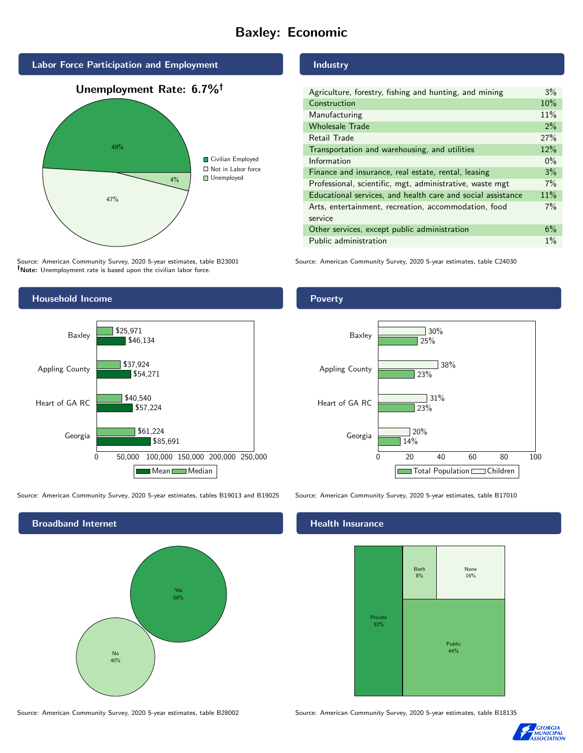# Baxley: Economic

## Labor Force Participation and Employment

**Unemployment Rate: 6.7%†**

| Category | Percent |
|---|---|
| Civilian Employed | 49% |
| Not in Labor force | 47% |
| Unemployed | 4% |

Source: American Community Survey, 2020 5-year estimates, table B23001
**†Note:** Unemployment rate is based upon the civilian labor force.

## Industry

| Industry | Percent |
|---|---|
| Agriculture, forestry, fishing and hunting, and mining | 3% |
| Construction | 10% |
| Manufacturing | 11% |
| Wholesale Trade | 2% |
| Retail Trade | 27% |
| Transportation and warehousing, and utilities | 12% |
| Information | 0% |
| Finance and insurance, real estate, rental, leasing | 3% |
| Professional, scientific, mgt, administrative, waste mgt | 7% |
| Educational services, and health care and social assistance | 11% |
| Arts, entertainment, recreation, accommodation, food service | 7% |
| Other services, except public administration | 6% |
| Public administration | 1% |

Source: American Community Survey, 2020 5-year estimates, table C24030

## Household Income

| | Median | Mean |
|---|---|---|
| Baxley | $25,971 | $46,134 |
| Appling County | $37,924 | $54,271 |
| Heart of GA RC | $40,540 | $57,224 |
| Georgia | $61,224 | $85,691 |

Source: American Community Survey, 2020 5-year estimates, tables B19013 and B19025

## Poverty

| | Children | Total Population |
|---|---|---|
| Baxley | 30% | 25% |
| Appling County | 38% | 23% |
| Heart of GA RC | 31% | 23% |
| Georgia | 20% | 14% |

Source: American Community Survey, 2020 5-year estimates, table B17010

## Broadband Internet

| Response | Percent |
|---|---|
| Yes | 60% |
| No | 40% |

Source: American Community Survey, 2020 5-year estimates, table B28002

## Health Insurance

| Type | Percent |
|---|---|
| Private | 32% |
| Both | 8% |
| None | 16% |
| Public | 44% |

Source: American Community Survey, 2020 5-year estimates, table B18135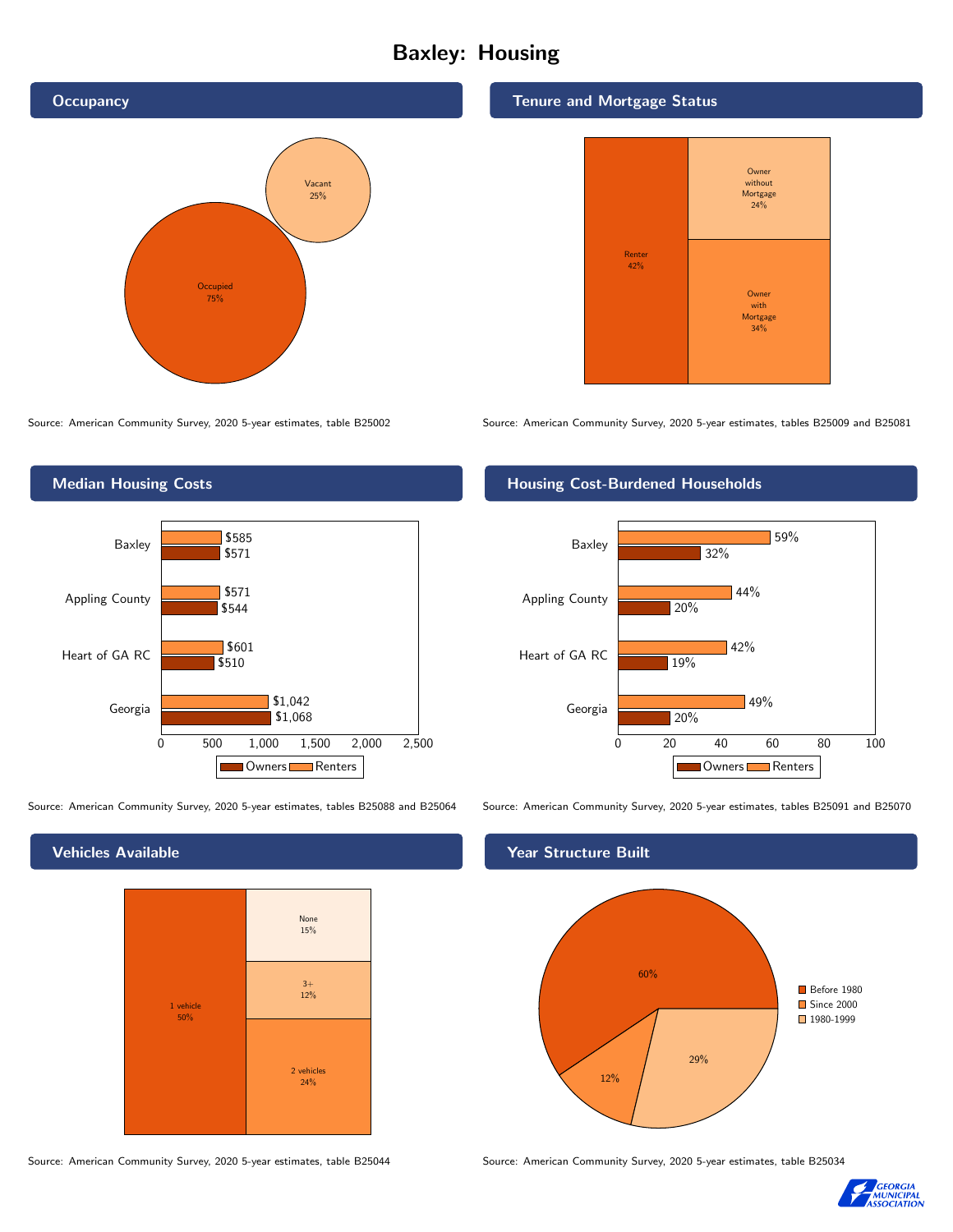# Baxley: Housing

## Occupancy

Vacant
25%

Occupied
75%

Source: American Community Survey, 2020 5-year estimates, table B25002

## Tenure and Mortgage Status

Renter
42%

Owner without Mortgage
24%

Owner with Mortgage
34%

Source: American Community Survey, 2020 5-year estimates, tables B25009 and B25081

## Median Housing Costs

Baxley
$585
$571

Appling County
$571
$544

Heart of GA RC
$601
$510

Georgia
$1,042
$1,068

0 500 1,000 1,500 2,000 2,500

Owners Renters

Source: American Community Survey, 2020 5-year estimates, tables B25088 and B25064

## Housing Cost-Burdened Households

Baxley
59%
32%

Appling County
44%
20%

Heart of GA RC
42%
19%

Georgia
49%
20%

0 20 40 60 80 100

Owners Renters

Source: American Community Survey, 2020 5-year estimates, tables B25091 and B25070

## Vehicles Available

1 vehicle
50%

None
15%

3+
12%

2 vehicles
24%

Source: American Community Survey, 2020 5-year estimates, table B25044

## Year Structure Built

60%

12%

29%

Before 1980
Since 2000
1980-1999

Source: American Community Survey, 2020 5-year estimates, table B25034